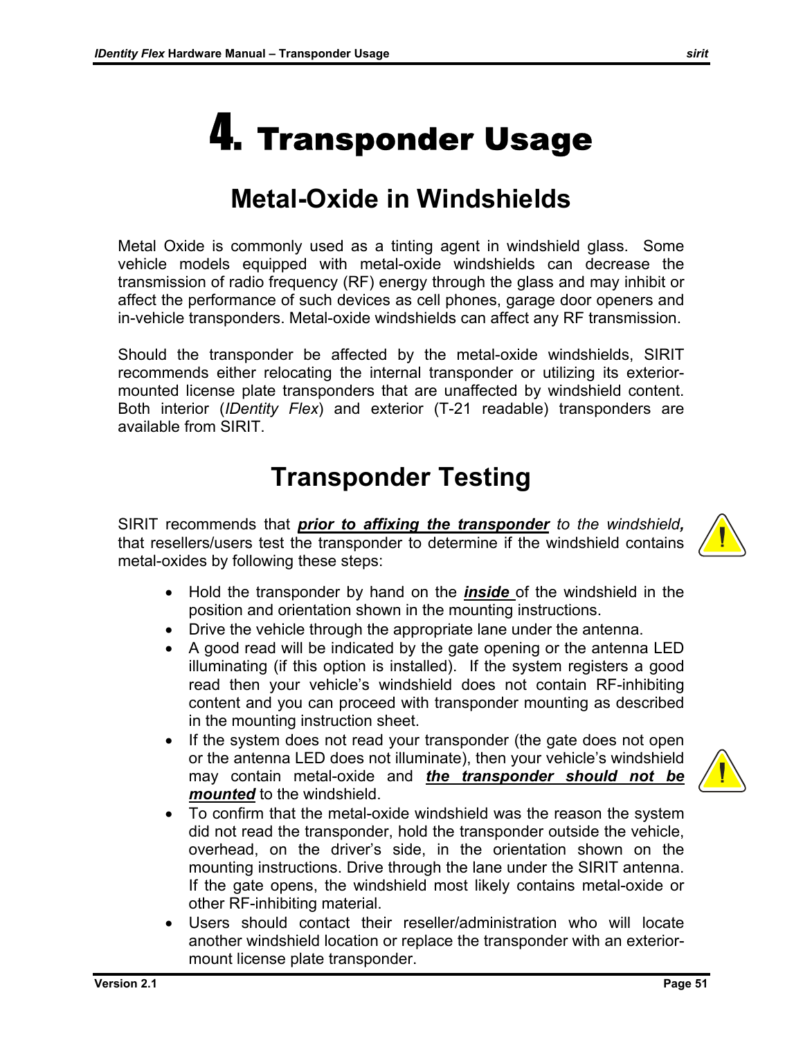# 4. Transpond­er Usage

## Metal-Oxide in Windshields

Metal Oxide is commonly used as a tinting agent in windshield glass. Some vehicle models equipped with metal-oxide windshields can decrease the transmission of radio frequency (RF) energy through the glass and may inhibit or affect the performance of such devices as cell phones, garage door openers and in-vehicle transponders. Metal-oxide windshields can affect any RF transmission.

Should the transponder be affected by the metal-oxide windshields, SIRIT recommends either relocating the internal transponder or utilizing its exterior-mounted license plate transponders that are unaffected by windshield content. Both interior (*IDentity Flex*) and exterior (T-21 readable) transponders are available from SIRIT.

## Transponder Testing

SIRIT recommends that ***prior to affixing the transponder*** *to the windshield,* that resellers/users test the transponder to determine if the windshield contains metal-oxides by following these steps:

- Hold the transponder by hand on the ***inside*** of the windshield in the position and orientation shown in the mounting instructions.
- Drive the vehicle through the appropriate lane under the antenna.
- A good read will be indicated by the gate opening or the antenna LED illuminating (if this option is installed). If the system registers a good read then your vehicle's windshield does not contain RF-inhibiting content and you can proceed with transponder mounting as described in the mounting instruction sheet.
- If the system does not read your transponder (the gate does not open or the antenna LED does not illuminate), then your vehicle's windshield may contain metal-oxide and ***the transponder should not be mounted*** to the windshield.
- To confirm that the metal-oxide windshield was the reason the system did not read the transponder, hold the transponder outside the vehicle, overhead, on the driver's side, in the orientation shown on the mounting instructions. Drive through the lane under the SIRIT antenna. If the gate opens, the windshield most likely contains metal-oxide or other RF-inhibiting material.
- Users should contact their reseller/administration who will locate another windshield location or replace the transponder with an exterior-mount license plate transponder.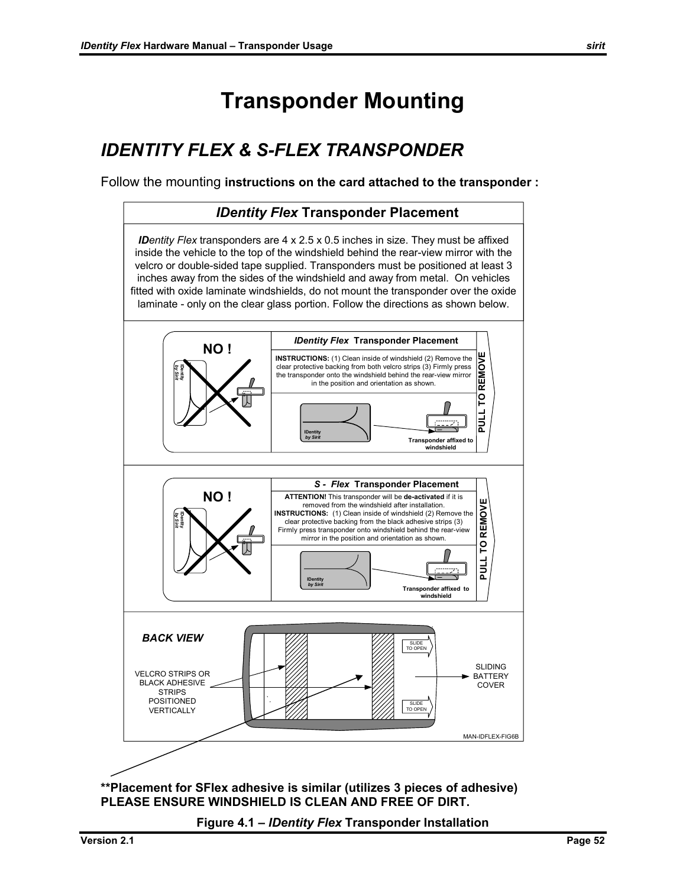# Transponder Mounting

## IDENTITY FLEX & S-FLEX TRANSPONDER

Follow the mounting **instructions on the card attached to the transponder :**

### *IDentity Flex* Transponder Placement

***ID****entity Flex* transponders are 4 x 2.5 x 0.5 inches in size. They must be affixed inside the vehicle to the top of the windshield behind the rear-view mirror with the velcro or double-sided tape supplied. Transponders must be positioned at least 3 inches away from the sides of the windshield and away from metal. On vehicles fitted with oxide laminate windshields, do not mount the transponder over the oxide laminate - only on the clear glass portion. Follow the directions as shown below.

**NO !**

***IDentity Flex* Transponder Placement**

**INSTRUCTIONS:** (1) Clean inside of windshield (2) Remove the clear protective backing from both velcro strips (3) Firmly press the transponder onto the windshield behind the rear-view mirror in the position and orientation as shown.

IDentity *by Sirit*

**Transponder affixed to windshield**

**PULL TO REMOVE**

**NO !**

***S - Flex* Transponder Placement**

**ATTENTION!** This transponder will be **de-activated** if it is removed from the windshield after installation.
**INSTRUCTIONS:** (1) Clean inside of windshield (2) Remove the clear protective backing from the black adhesive strips (3) Firmly press transponder onto windshield behind the rear-view mirror in the position and orientation as shown.

IDentity *by Sirit*

**Transponder affixed to windshield**

**PULL TO REMOVE**

***BACK VIEW***

VELCRO STRIPS OR BLACK ADHESIVE STRIPS POSITIONED VERTICALLY

SLIDE TO OPEN

SLIDE TO OPEN

SLIDING BATTERY COVER

MAN-IDFLEX-FIG6B

**\*\*Placement for SFlex adhesive is similar (utilizes 3 pieces of adhesive)**
**PLEASE ENSURE WINDSHIELD IS CLEAN AND FREE OF DIRT.**

**Figure 4.1 – *IDentity Flex* Transponder Installation**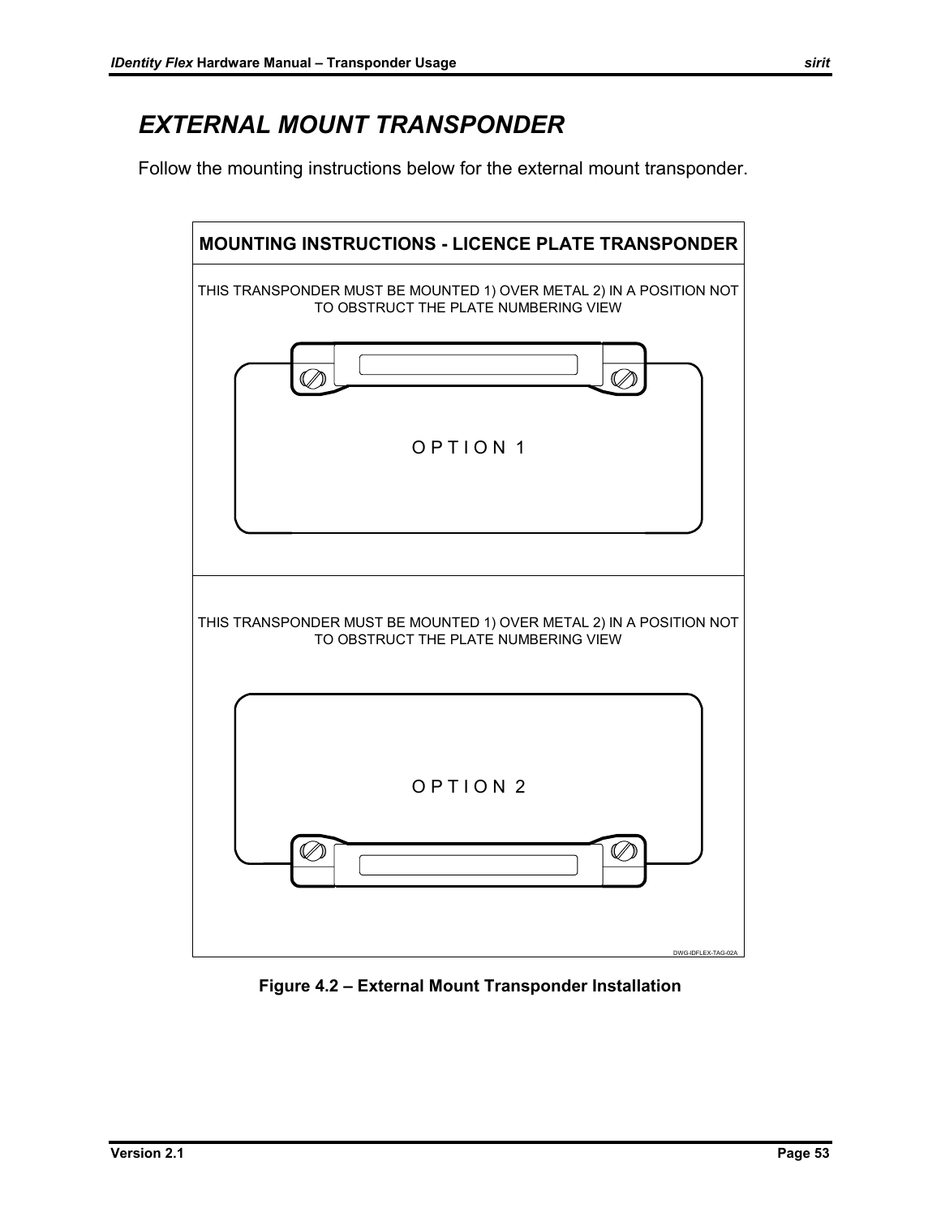# *EXTERNAL MOUNT TRANSPONDER*

Follow the mounting instructions below for the external mount transponder.

**MOUNTING INSTRUCTIONS - LICENCE PLATE TRANSPONDER**

THIS TRANSPONDER MUST BE MOUNTED 1) OVER METAL 2) IN A POSITION NOT TO OBSTRUCT THE PLATE NUMBERING VIEW

O P T I O N 1

THIS TRANSPONDER MUST BE MOUNTED 1) OVER METAL 2) IN A POSITION NOT TO OBSTRUCT THE PLATE NUMBERING VIEW

O P T I O N 2

DWG-IDFLEX-TAG-02A

**Figure 4.2 – External Mount Transponder Installation**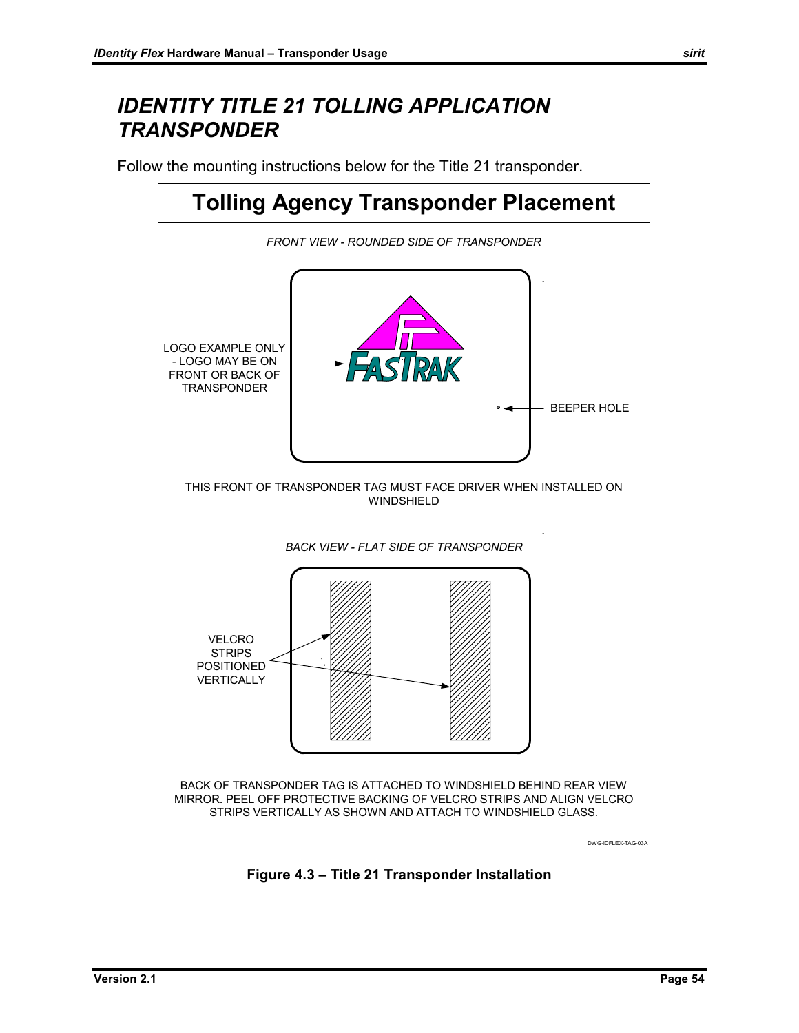# IDENTITY TITLE 21 TOLLING APPLICATION TRANSPONDER

Follow the mounting instructions below for the Title 21 transponder.

**Tolling Agency Transponder Placement**

*FRONT VIEW - ROUNDED SIDE OF TRANSPONDER*

LOGO EXAMPLE ONLY - LOGO MAY BE ON FRONT OR BACK OF TRANSPONDER

FASTRAK

BEEPER HOLE

THIS FRONT OF TRANSPONDER TAG MUST FACE DRIVER WHEN INSTALLED ON WINDSHIELD

*BACK VIEW - FLAT SIDE OF TRANSPONDER*

VELCRO STRIPS POSITIONED VERTICALLY

BACK OF TRANSPONDER TAG IS ATTACHED TO WINDSHIELD BEHIND REAR VIEW MIRROR. PEEL OFF PROTECTIVE BACKING OF VELCRO STRIPS AND ALIGN VELCRO STRIPS VERTICALLY AS SHOWN AND ATTACH TO WINDSHIELD GLASS.

DWG-IDFLEX-TAG-03A

**Figure 4.3 – Title 21 Transponder Installation**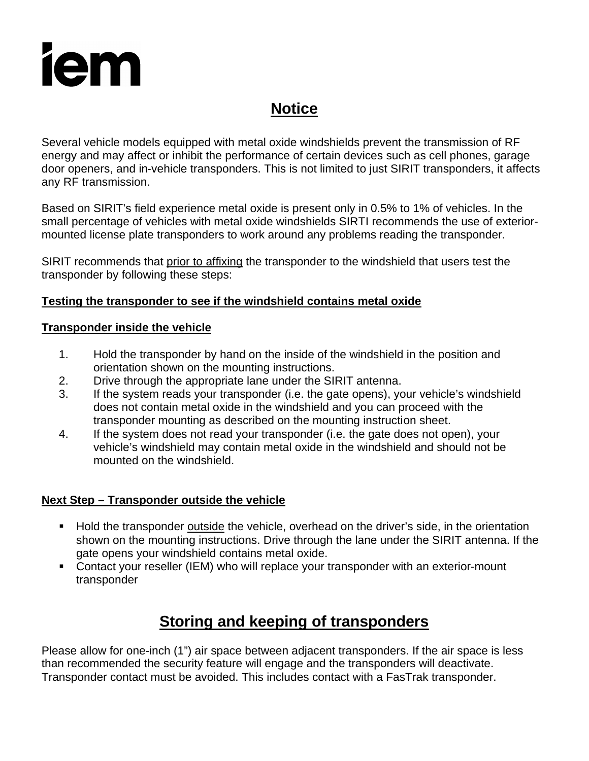# iem

## Notice

Several vehicle models equipped with metal oxide windshields prevent the transmission of RF energy and may affect or inhibit the performance of certain devices such as cell phones, garage door openers, and in-vehicle transponders. This is not limited to just SIRIT transponders, it affects any RF transmission.

Based on SIRIT's field experience metal oxide is present only in 0.5% to 1% of vehicles. In the small percentage of vehicles with metal oxide windshields SIRTI recommends the use of exterior-mounted license plate transponders to work around any problems reading the transponder.

SIRIT recommends that prior to affixing the transponder to the windshield that users test the transponder by following these steps:

**Testing the transponder to see if the windshield contains metal oxide**

**Transponder inside the vehicle**

1. Hold the transponder by hand on the inside of the windshield in the position and orientation shown on the mounting instructions.
2. Drive through the appropriate lane under the SIRIT antenna.
3. If the system reads your transponder (i.e. the gate opens), your vehicle's windshield does not contain metal oxide in the windshield and you can proceed with the transponder mounting as described on the mounting instruction sheet.
4. If the system does not read your transponder (i.e. the gate does not open), your vehicle's windshield may contain metal oxide in the windshield and should not be mounted on the windshield.

**Next Step – Transponder outside the vehicle**

- Hold the transponder outside the vehicle, overhead on the driver's side, in the orientation shown on the mounting instructions. Drive through the lane under the SIRIT antenna. If the gate opens your windshield contains metal oxide.
- Contact your reseller (IEM) who will replace your transponder with an exterior-mount transponder

## Storing and keeping of transponders

Please allow for one-inch (1") air space between adjacent transponders. If the air space is less than recommended the security feature will engage and the transponders will deactivate. Transponder contact must be avoided. This includes contact with a FasTrak transponder.